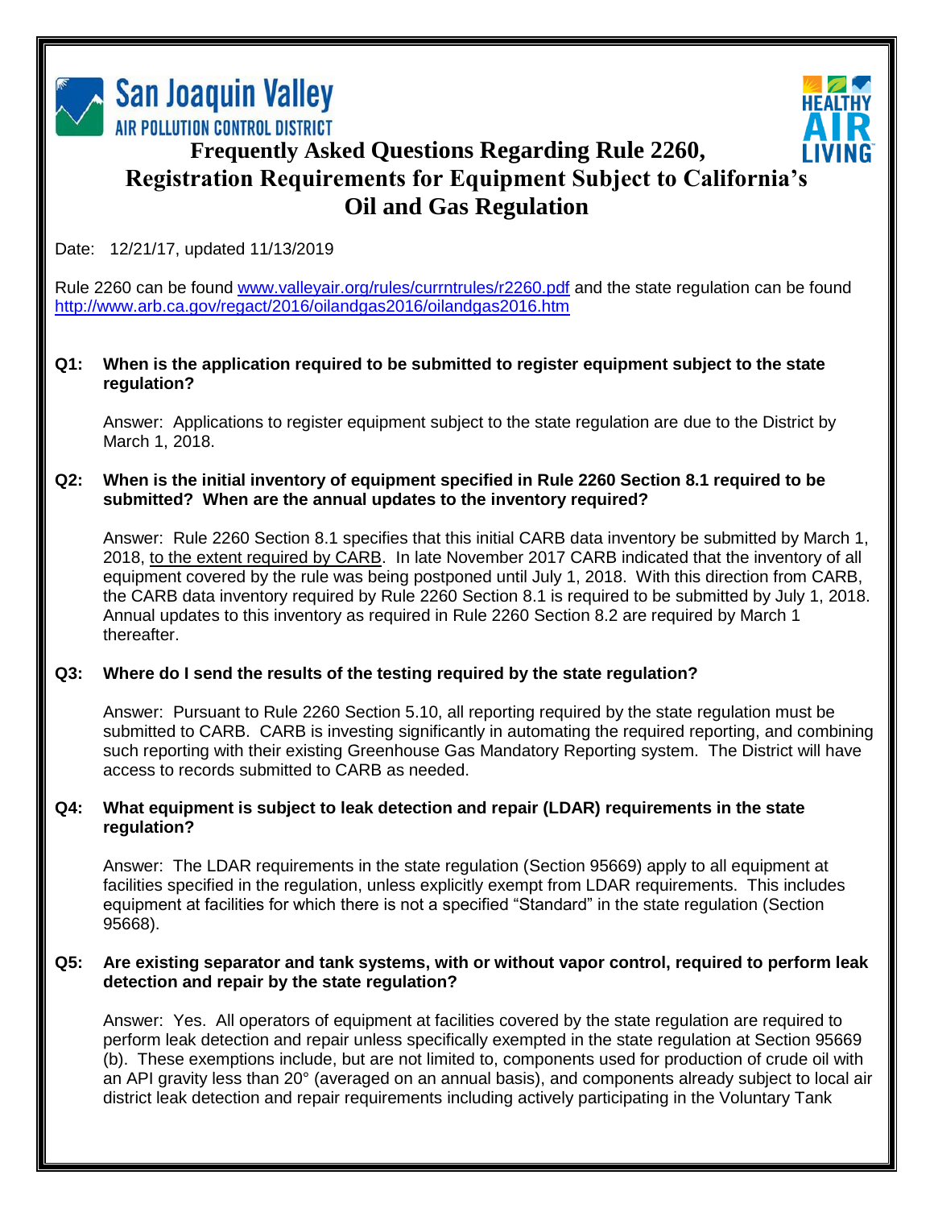San Joaquin Valley
AIR POLLUTION CONTROL DISTRICT

HEALTHY AIR LIVING

# Frequently Asked Questions Regarding Rule 2260, Registration Requirements for Equipment Subject to California's Oil and Gas Regulation

Date: 12/21/17, updated 11/13/2019

Rule 2260 can be found www.valleyair.org/rules/currntrules/r2260.pdf and the state regulation can be found http://www.arb.ca.gov/regact/2016/oilandgas2016/oilandgas2016.htm

**Q1: When is the application required to be submitted to register equipment subject to the state regulation?**

Answer: Applications to register equipment subject to the state regulation are due to the District by March 1, 2018.

**Q2: When is the initial inventory of equipment specified in Rule 2260 Section 8.1 required to be submitted? When are the annual updates to the inventory required?**

Answer: Rule 2260 Section 8.1 specifies that this initial CARB data inventory be submitted by March 1, 2018, to the extent required by CARB. In late November 2017 CARB indicated that the inventory of all equipment covered by the rule was being postponed until July 1, 2018. With this direction from CARB, the CARB data inventory required by Rule 2260 Section 8.1 is required to be submitted by July 1, 2018. Annual updates to this inventory as required in Rule 2260 Section 8.2 are required by March 1 thereafter.

**Q3: Where do I send the results of the testing required by the state regulation?**

Answer: Pursuant to Rule 2260 Section 5.10, all reporting required by the state regulation must be submitted to CARB. CARB is investing significantly in automating the required reporting, and combining such reporting with their existing Greenhouse Gas Mandatory Reporting system. The District will have access to records submitted to CARB as needed.

**Q4: What equipment is subject to leak detection and repair (LDAR) requirements in the state regulation?**

Answer: The LDAR requirements in the state regulation (Section 95669) apply to all equipment at facilities specified in the regulation, unless explicitly exempt from LDAR requirements. This includes equipment at facilities for which there is not a specified "Standard" in the state regulation (Section 95668).

**Q5: Are existing separator and tank systems, with or without vapor control, required to perform leak detection and repair by the state regulation?**

Answer: Yes. All operators of equipment at facilities covered by the state regulation are required to perform leak detection and repair unless specifically exempted in the state regulation at Section 95669 (b). These exemptions include, but are not limited to, components used for production of crude oil with an API gravity less than 20° (averaged on an annual basis), and components already subject to local air district leak detection and repair requirements including actively participating in the Voluntary Tank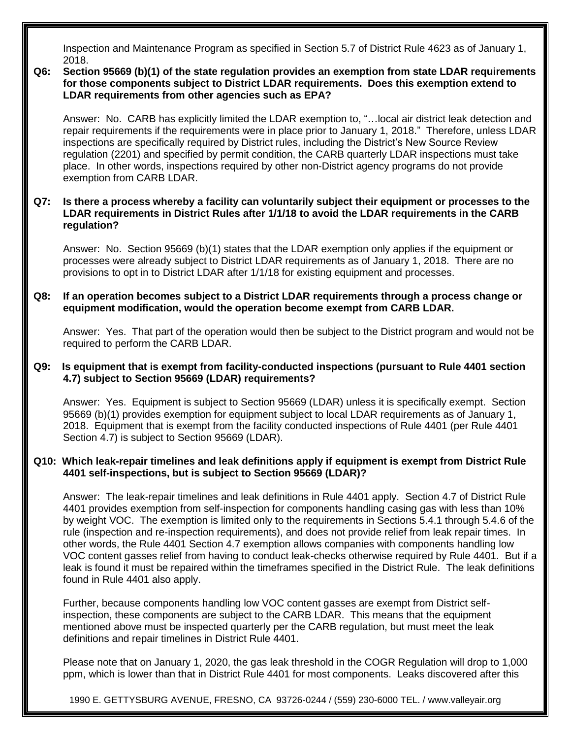Inspection and Maintenance Program as specified in Section 5.7 of District Rule 4623 as of January 1, 2018.

**Q6: Section 95669 (b)(1) of the state regulation provides an exemption from state LDAR requirements for those components subject to District LDAR requirements. Does this exemption extend to LDAR requirements from other agencies such as EPA?**

Answer: No. CARB has explicitly limited the LDAR exemption to, "…local air district leak detection and repair requirements if the requirements were in place prior to January 1, 2018." Therefore, unless LDAR inspections are specifically required by District rules, including the District's New Source Review regulation (2201) and specified by permit condition, the CARB quarterly LDAR inspections must take place. In other words, inspections required by other non-District agency programs do not provide exemption from CARB LDAR.

**Q7: Is there a process whereby a facility can voluntarily subject their equipment or processes to the LDAR requirements in District Rules after 1/1/18 to avoid the LDAR requirements in the CARB regulation?**

Answer: No. Section 95669 (b)(1) states that the LDAR exemption only applies if the equipment or processes were already subject to District LDAR requirements as of January 1, 2018. There are no provisions to opt in to District LDAR after 1/1/18 for existing equipment and processes.

**Q8: If an operation becomes subject to a District LDAR requirements through a process change or equipment modification, would the operation become exempt from CARB LDAR.**

Answer: Yes. That part of the operation would then be subject to the District program and would not be required to perform the CARB LDAR.

**Q9: Is equipment that is exempt from facility-conducted inspections (pursuant to Rule 4401 section 4.7) subject to Section 95669 (LDAR) requirements?**

Answer: Yes. Equipment is subject to Section 95669 (LDAR) unless it is specifically exempt. Section 95669 (b)(1) provides exemption for equipment subject to local LDAR requirements as of January 1, 2018. Equipment that is exempt from the facility conducted inspections of Rule 4401 (per Rule 4401 Section 4.7) is subject to Section 95669 (LDAR).

**Q10: Which leak-repair timelines and leak definitions apply if equipment is exempt from District Rule 4401 self-inspections, but is subject to Section 95669 (LDAR)?**

Answer: The leak-repair timelines and leak definitions in Rule 4401 apply. Section 4.7 of District Rule 4401 provides exemption from self-inspection for components handling casing gas with less than 10% by weight VOC. The exemption is limited only to the requirements in Sections 5.4.1 through 5.4.6 of the rule (inspection and re-inspection requirements), and does not provide relief from leak repair times. In other words, the Rule 4401 Section 4.7 exemption allows companies with components handling low VOC content gasses relief from having to conduct leak-checks otherwise required by Rule 4401. But if a leak is found it must be repaired within the timeframes specified in the District Rule. The leak definitions found in Rule 4401 also apply.

Further, because components handling low VOC content gasses are exempt from District self-inspection, these components are subject to the CARB LDAR. This means that the equipment mentioned above must be inspected quarterly per the CARB regulation, but must meet the leak definitions and repair timelines in District Rule 4401.

Please note that on January 1, 2020, the gas leak threshold in the COGR Regulation will drop to 1,000 ppm, which is lower than that in District Rule 4401 for most components. Leaks discovered after this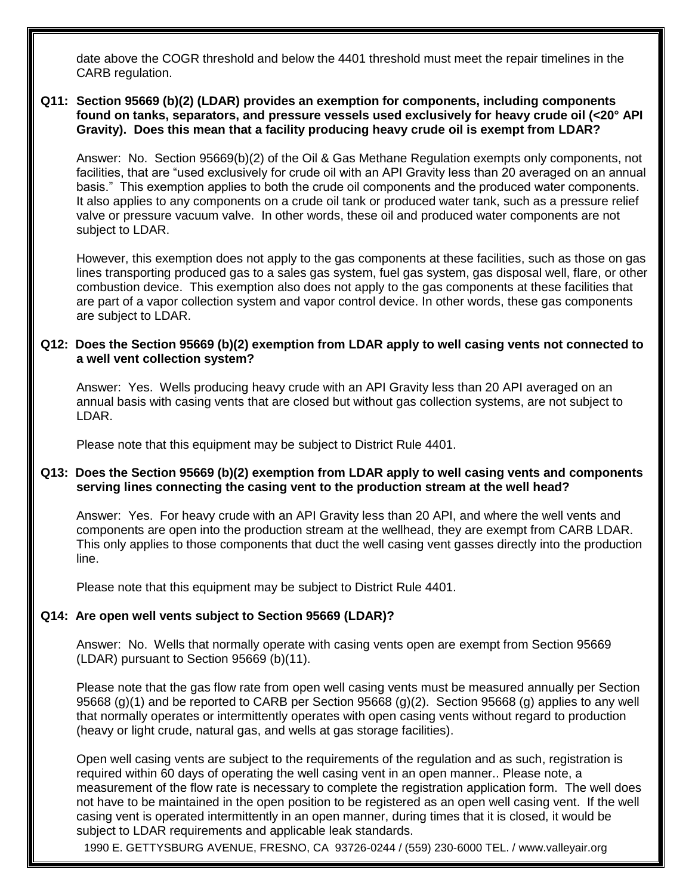date above the COGR threshold and below the 4401 threshold must meet the repair timelines in the CARB regulation.

**Q11: Section 95669 (b)(2) (LDAR) provides an exemption for components, including components found on tanks, separators, and pressure vessels used exclusively for heavy crude oil (<20° API Gravity). Does this mean that a facility producing heavy crude oil is exempt from LDAR?**

Answer: No. Section 95669(b)(2) of the Oil & Gas Methane Regulation exempts only components, not facilities, that are "used exclusively for crude oil with an API Gravity less than 20 averaged on an annual basis." This exemption applies to both the crude oil components and the produced water components. It also applies to any components on a crude oil tank or produced water tank, such as a pressure relief valve or pressure vacuum valve. In other words, these oil and produced water components are not subject to LDAR.

However, this exemption does not apply to the gas components at these facilities, such as those on gas lines transporting produced gas to a sales gas system, fuel gas system, gas disposal well, flare, or other combustion device. This exemption also does not apply to the gas components at these facilities that are part of a vapor collection system and vapor control device. In other words, these gas components are subject to LDAR.

**Q12: Does the Section 95669 (b)(2) exemption from LDAR apply to well casing vents not connected to a well vent collection system?**

Answer: Yes. Wells producing heavy crude with an API Gravity less than 20 API averaged on an annual basis with casing vents that are closed but without gas collection systems, are not subject to LDAR.

Please note that this equipment may be subject to District Rule 4401.

**Q13: Does the Section 95669 (b)(2) exemption from LDAR apply to well casing vents and components serving lines connecting the casing vent to the production stream at the well head?**

Answer: Yes. For heavy crude with an API Gravity less than 20 API, and where the well vents and components are open into the production stream at the wellhead, they are exempt from CARB LDAR. This only applies to those components that duct the well casing vent gasses directly into the production line.

Please note that this equipment may be subject to District Rule 4401.

**Q14: Are open well vents subject to Section 95669 (LDAR)?**

Answer: No. Wells that normally operate with casing vents open are exempt from Section 95669 (LDAR) pursuant to Section 95669 (b)(11).

Please note that the gas flow rate from open well casing vents must be measured annually per Section 95668 (g)(1) and be reported to CARB per Section 95668 (g)(2). Section 95668 (g) applies to any well that normally operates or intermittently operates with open casing vents without regard to production (heavy or light crude, natural gas, and wells at gas storage facilities).

Open well casing vents are subject to the requirements of the regulation and as such, registration is required within 60 days of operating the well casing vent in an open manner.. Please note, a measurement of the flow rate is necessary to complete the registration application form. The well does not have to be maintained in the open position to be registered as an open well casing vent. If the well casing vent is operated intermittently in an open manner, during times that it is closed, it would be subject to LDAR requirements and applicable leak standards.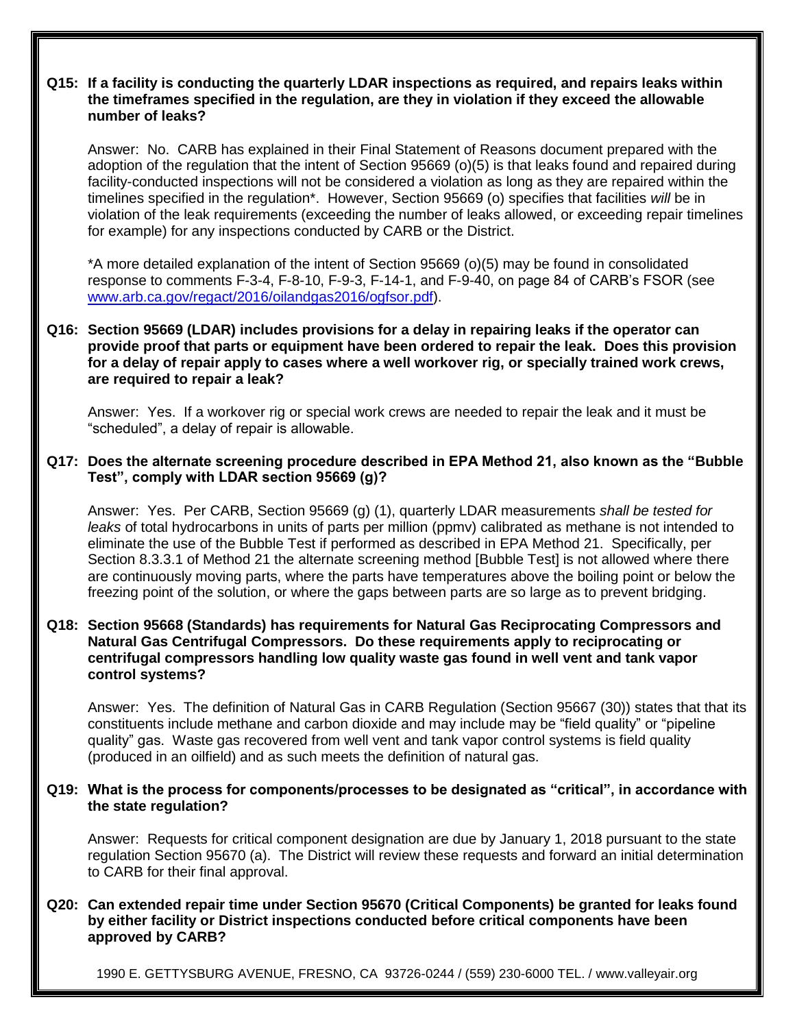**Q15: If a facility is conducting the quarterly LDAR inspections as required, and repairs leaks within the timeframes specified in the regulation, are they in violation if they exceed the allowable number of leaks?**

Answer: No. CARB has explained in their Final Statement of Reasons document prepared with the adoption of the regulation that the intent of Section 95669 (o)(5) is that leaks found and repaired during facility-conducted inspections will not be considered a violation as long as they are repaired within the timelines specified in the regulation*. However, Section 95669 (o) specifies that facilities *will* be in violation of the leak requirements (exceeding the number of leaks allowed, or exceeding repair timelines for example) for any inspections conducted by CARB or the District.

*A more detailed explanation of the intent of Section 95669 (o)(5) may be found in consolidated response to comments F-3-4, F-8-10, F-9-3, F-14-1, and F-9-40, on page 84 of CARB's FSOR (see [www.arb.ca.gov/regact/2016/oilandgas2016/ogfsor.pdf](www.arb.ca.gov/regact/2016/oilandgas2016/ogfsor.pdf)).

**Q16: Section 95669 (LDAR) includes provisions for a delay in repairing leaks if the operator can provide proof that parts or equipment have been ordered to repair the leak. Does this provision for a delay of repair apply to cases where a well workover rig, or specially trained work crews, are required to repair a leak?**

Answer: Yes. If a workover rig or special work crews are needed to repair the leak and it must be "scheduled", a delay of repair is allowable.

**Q17: Does the alternate screening procedure described in EPA Method 21, also known as the "Bubble Test", comply with LDAR section 95669 (g)?**

Answer: Yes. Per CARB, Section 95669 (g) (1), quarterly LDAR measurements *shall be tested for leaks* of total hydrocarbons in units of parts per million (ppmv) calibrated as methane is not intended to eliminate the use of the Bubble Test if performed as described in EPA Method 21. Specifically, per Section 8.3.3.1 of Method 21 the alternate screening method [Bubble Test] is not allowed where there are continuously moving parts, where the parts have temperatures above the boiling point or below the freezing point of the solution, or where the gaps between parts are so large as to prevent bridging.

**Q18: Section 95668 (Standards) has requirements for Natural Gas Reciprocating Compressors and Natural Gas Centrifugal Compressors. Do these requirements apply to reciprocating or centrifugal compressors handling low quality waste gas found in well vent and tank vapor control systems?**

Answer: Yes. The definition of Natural Gas in CARB Regulation (Section 95667 (30)) states that that its constituents include methane and carbon dioxide and may include may be "field quality" or "pipeline quality" gas. Waste gas recovered from well vent and tank vapor control systems is field quality (produced in an oilfield) and as such meets the definition of natural gas.

**Q19: What is the process for components/processes to be designated as "critical", in accordance with the state regulation?**

Answer: Requests for critical component designation are due by January 1, 2018 pursuant to the state regulation Section 95670 (a). The District will review these requests and forward an initial determination to CARB for their final approval.

**Q20: Can extended repair time under Section 95670 (Critical Components) be granted for leaks found by either facility or District inspections conducted before critical components have been approved by CARB?**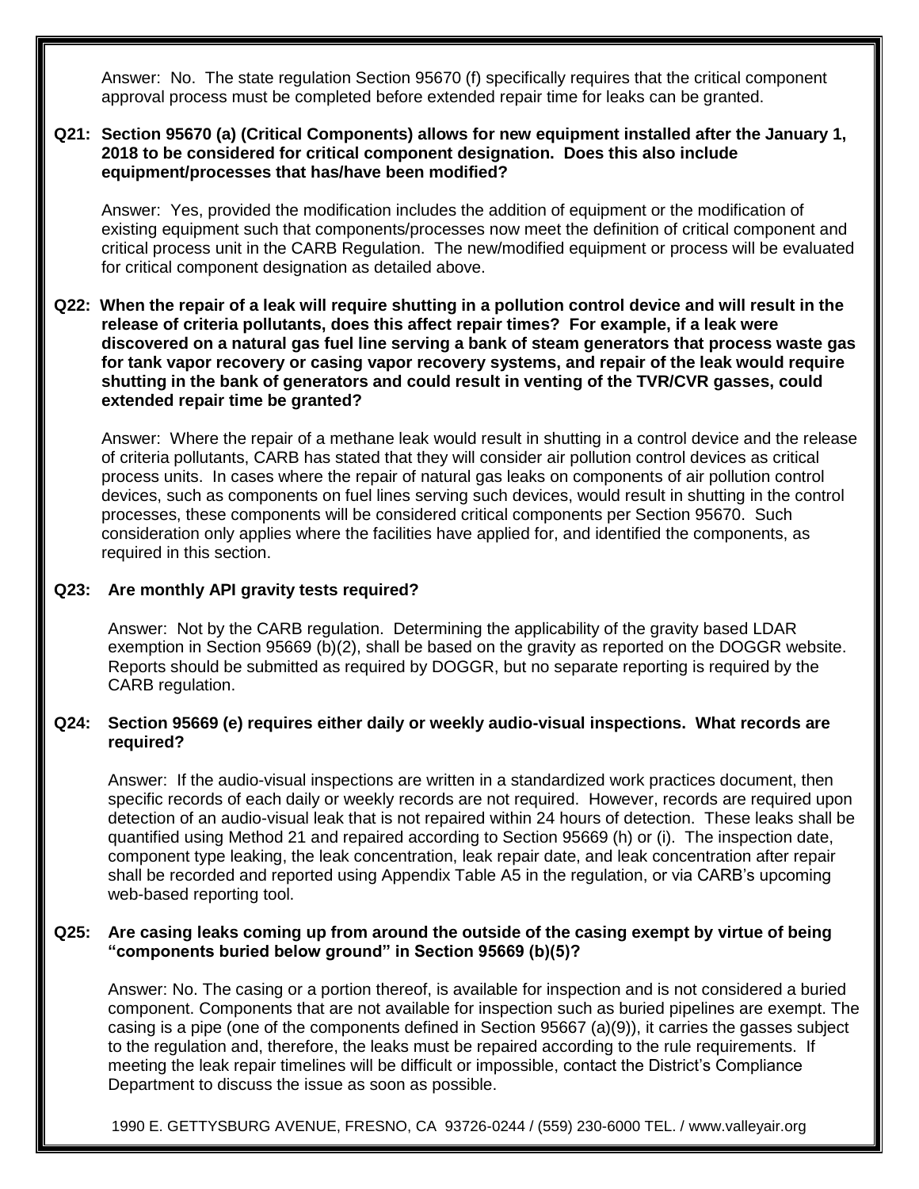Answer: No. The state regulation Section 95670 (f) specifically requires that the critical component approval process must be completed before extended repair time for leaks can be granted.

**Q21: Section 95670 (a) (Critical Components) allows for new equipment installed after the January 1, 2018 to be considered for critical component designation. Does this also include equipment/processes that has/have been modified?**

Answer: Yes, provided the modification includes the addition of equipment or the modification of existing equipment such that components/processes now meet the definition of critical component and critical process unit in the CARB Regulation. The new/modified equipment or process will be evaluated for critical component designation as detailed above.

**Q22: When the repair of a leak will require shutting in a pollution control device and will result in the release of criteria pollutants, does this affect repair times? For example, if a leak were discovered on a natural gas fuel line serving a bank of steam generators that process waste gas for tank vapor recovery or casing vapor recovery systems, and repair of the leak would require shutting in the bank of generators and could result in venting of the TVR/CVR gasses, could extended repair time be granted?**

Answer: Where the repair of a methane leak would result in shutting in a control device and the release of criteria pollutants, CARB has stated that they will consider air pollution control devices as critical process units. In cases where the repair of natural gas leaks on components of air pollution control devices, such as components on fuel lines serving such devices, would result in shutting in the control processes, these components will be considered critical components per Section 95670. Such consideration only applies where the facilities have applied for, and identified the components, as required in this section.

**Q23: Are monthly API gravity tests required?**

Answer: Not by the CARB regulation. Determining the applicability of the gravity based LDAR exemption in Section 95669 (b)(2), shall be based on the gravity as reported on the DOGGR website. Reports should be submitted as required by DOGGR, but no separate reporting is required by the CARB regulation.

**Q24: Section 95669 (e) requires either daily or weekly audio-visual inspections. What records are required?**

Answer: If the audio-visual inspections are written in a standardized work practices document, then specific records of each daily or weekly records are not required. However, records are required upon detection of an audio-visual leak that is not repaired within 24 hours of detection. These leaks shall be quantified using Method 21 and repaired according to Section 95669 (h) or (i). The inspection date, component type leaking, the leak concentration, leak repair date, and leak concentration after repair shall be recorded and reported using Appendix Table A5 in the regulation, or via CARB's upcoming web-based reporting tool.

**Q25: Are casing leaks coming up from around the outside of the casing exempt by virtue of being "components buried below ground" in Section 95669 (b)(5)?**

Answer: No. The casing or a portion thereof, is available for inspection and is not considered a buried component. Components that are not available for inspection such as buried pipelines are exempt. The casing is a pipe (one of the components defined in Section 95667 (a)(9)), it carries the gasses subject to the regulation and, therefore, the leaks must be repaired according to the rule requirements. If meeting the leak repair timelines will be difficult or impossible, contact the District's Compliance Department to discuss the issue as soon as possible.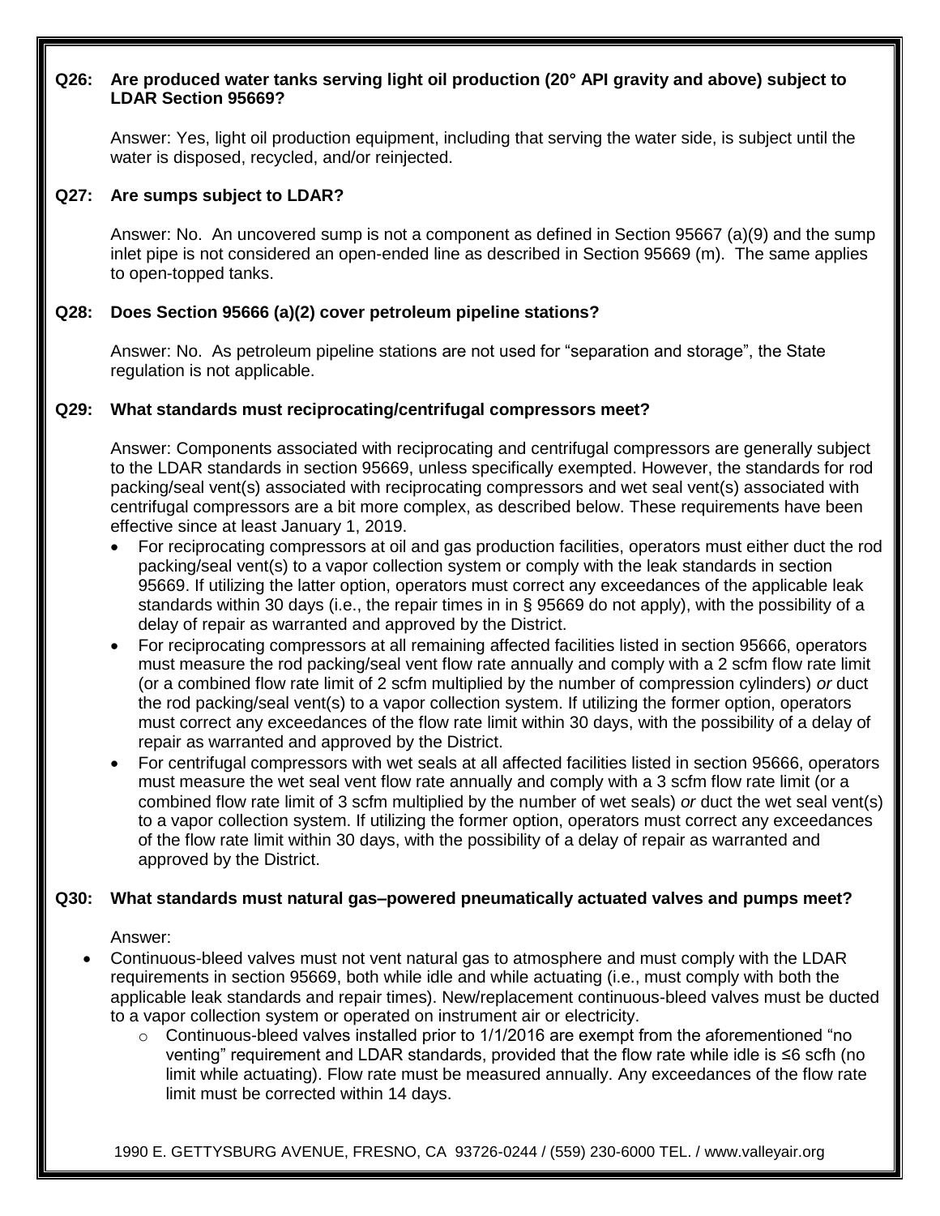**Q26: Are produced water tanks serving light oil production (20° API gravity and above) subject to LDAR Section 95669?**

Answer: Yes, light oil production equipment, including that serving the water side, is subject until the water is disposed, recycled, and/or reinjected.

**Q27: Are sumps subject to LDAR?**

Answer: No. An uncovered sump is not a component as defined in Section 95667 (a)(9) and the sump inlet pipe is not considered an open-ended line as described in Section 95669 (m). The same applies to open-topped tanks.

**Q28: Does Section 95666 (a)(2) cover petroleum pipeline stations?**

Answer: No. As petroleum pipeline stations are not used for "separation and storage", the State regulation is not applicable.

**Q29: What standards must reciprocating/centrifugal compressors meet?**

Answer: Components associated with reciprocating and centrifugal compressors are generally subject to the LDAR standards in section 95669, unless specifically exempted. However, the standards for rod packing/seal vent(s) associated with reciprocating compressors and wet seal vent(s) associated with centrifugal compressors are a bit more complex, as described below. These requirements have been effective since at least January 1, 2019.

- For reciprocating compressors at oil and gas production facilities, operators must either duct the rod packing/seal vent(s) to a vapor collection system or comply with the leak standards in section 95669. If utilizing the latter option, operators must correct any exceedances of the applicable leak standards within 30 days (i.e., the repair times in in § 95669 do not apply), with the possibility of a delay of repair as warranted and approved by the District.
- For reciprocating compressors at all remaining affected facilities listed in section 95666, operators must measure the rod packing/seal vent flow rate annually and comply with a 2 scfm flow rate limit (or a combined flow rate limit of 2 scfm multiplied by the number of compression cylinders) *or* duct the rod packing/seal vent(s) to a vapor collection system. If utilizing the former option, operators must correct any exceedances of the flow rate limit within 30 days, with the possibility of a delay of repair as warranted and approved by the District.
- For centrifugal compressors with wet seals at all affected facilities listed in section 95666, operators must measure the wet seal vent flow rate annually and comply with a 3 scfm flow rate limit (or a combined flow rate limit of 3 scfm multiplied by the number of wet seals) *or* duct the wet seal vent(s) to a vapor collection system. If utilizing the former option, operators must correct any exceedances of the flow rate limit within 30 days, with the possibility of a delay of repair as warranted and approved by the District.

**Q30: What standards must natural gas–powered pneumatically actuated valves and pumps meet?**

Answer:

- Continuous-bleed valves must not vent natural gas to atmosphere and must comply with the LDAR requirements in section 95669, both while idle and while actuating (i.e., must comply with both the applicable leak standards and repair times). New/replacement continuous-bleed valves must be ducted to a vapor collection system or operated on instrument air or electricity.
  - Continuous-bleed valves installed prior to 1/1/2016 are exempt from the aforementioned "no venting" requirement and LDAR standards, provided that the flow rate while idle is ≤6 scfh (no limit while actuating). Flow rate must be measured annually. Any exceedances of the flow rate limit must be corrected within 14 days.

1990 E. GETTYSBURG AVENUE, FRESNO, CA 93726-0244 / (559) 230-6000 TEL. / www.valleyair.org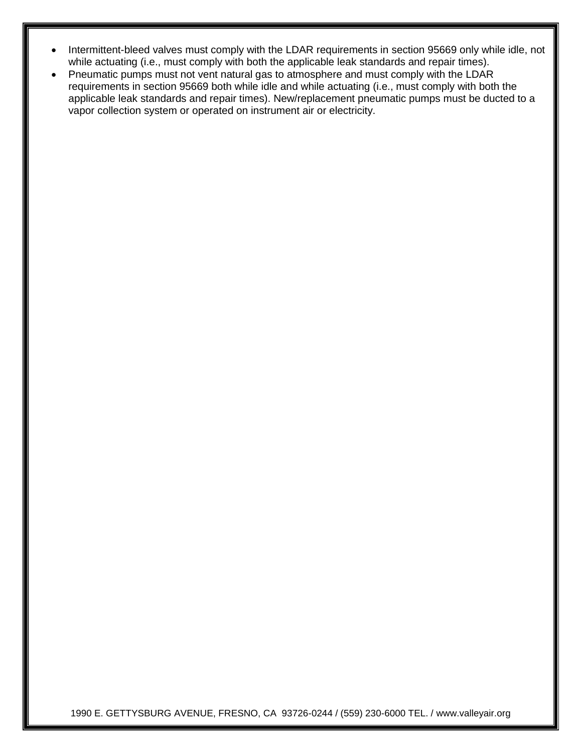- Intermittent-bleed valves must comply with the LDAR requirements in section 95669 only while idle, not while actuating (i.e., must comply with both the applicable leak standards and repair times).
- Pneumatic pumps must not vent natural gas to atmosphere and must comply with the LDAR requirements in section 95669 both while idle and while actuating (i.e., must comply with both the applicable leak standards and repair times). New/replacement pneumatic pumps must be ducted to a vapor collection system or operated on instrument air or electricity.